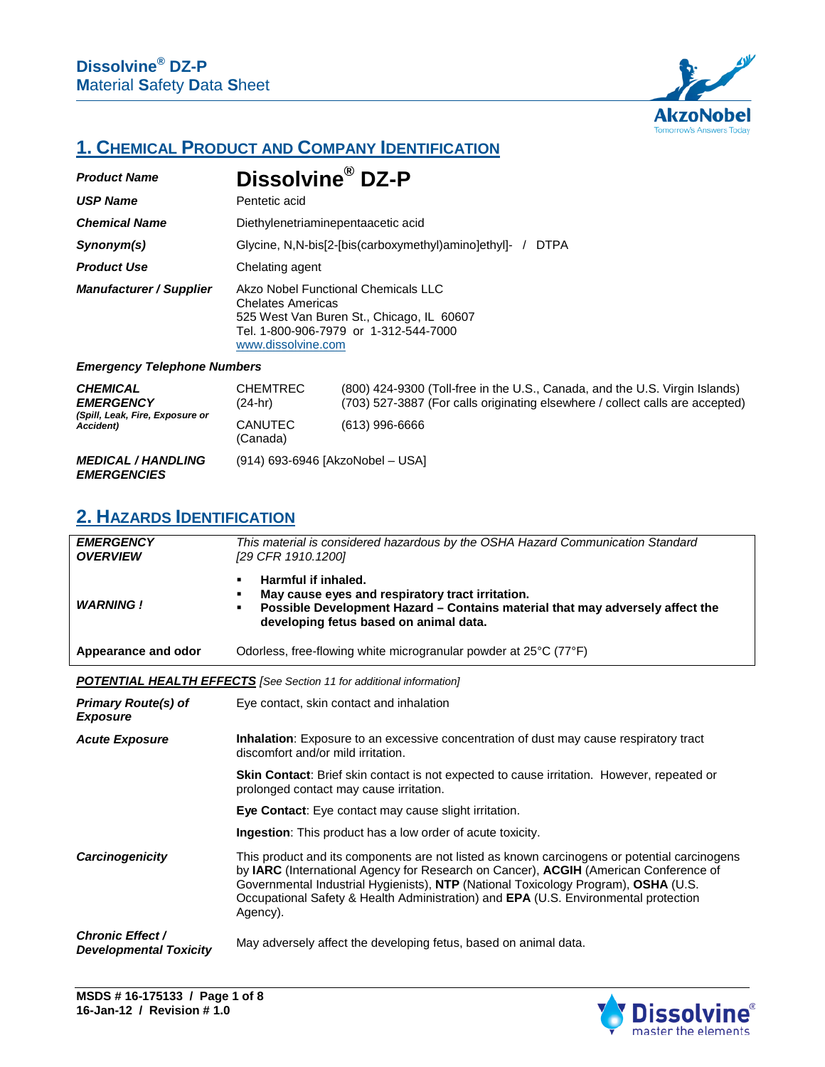# Dissolvine® DZ-P

**M**aterial **S**afety **D**ata **S**heet

## 1. Chemical Product and Company Identification

| | |
|---|---|
| ***Product Name*** | **Dissolvine® DZ-P** |
| ***USP Name*** | Pentetic acid |
| ***Chemical Name*** | Diethylenetriaminepentaacetic acid |
| ***Synonym(s)*** | Glycine, N,N-bis[2-[bis(carboxymethyl)amino]ethyl]- / DTPA |
| ***Product Use*** | Chelating agent |
| ***Manufacturer / Supplier*** | Akzo Nobel Functional Chemicals LLC<br>Chelates Americas<br>525 West Van Buren St., Chicago, IL 60607<br>Tel. 1-800-906-7979 or 1-312-544-7000<br>www.dissolvine.com |

***Emergency Telephone Numbers***

| | | |
|---|---|---|
| ***CHEMICAL EMERGENCY*** ***(Spill, Leak, Fire, Exposure or Accident)*** | CHEMTREC (24-hr) | (800) 424-9300 (Toll-free in the U.S., Canada, and the U.S. Virgin Islands)<br>(703) 527-3887 (For calls originating elsewhere / collect calls are accepted) |
| | CANUTEC (Canada) | (613) 996-6666 |
| ***MEDICAL / HANDLING EMERGENCIES*** | (914) 693-6946 [AkzoNobel – USA] | |

## 2. Hazards Identification

| | |
|---|---|
| ***EMERGENCY OVERVIEW*** | *This material is considered hazardous by the OSHA Hazard Communication Standard [29 CFR 1910.1200]* |
| ***WARNING !*** | ▪ **Harmful if inhaled.**<br>▪ **May cause eyes and respiratory tract irritation.**<br>▪ **Possible Development Hazard – Contains material that may adversely affect the developing fetus based on animal data.** |
| **Appearance and odor** | Odorless, free-flowing white microgranular powder at 25°C (77°F) |

***POTENTIAL HEALTH EFFECTS*** *[See Section 11 for additional information]*

| | |
|---|---|
| ***Primary Route(s) of Exposure*** | Eye contact, skin contact and inhalation |
| ***Acute Exposure*** | **Inhalation**: Exposure to an excessive concentration of dust may cause respiratory tract discomfort and/or mild irritation. |
| | **Skin Contact**: Brief skin contact is not expected to cause irritation. However, repeated or prolonged contact may cause irritation. |
| | **Eye Contact**: Eye contact may cause slight irritation. |
| | **Ingestion**: This product has a low order of acute toxicity. |
| ***Carcinogenicity*** | This product and its components are not listed as known carcinogens or potential carcinogens by **IARC** (International Agency for Research on Cancer), **ACGIH** (American Conference of Governmental Industrial Hygienists), **NTP** (National Toxicology Program), **OSHA** (U.S. Occupational Safety & Health Administration) and **EPA** (U.S. Environmental protection Agency). |
| ***Chronic Effect / Developmental Toxicity*** | May adversely affect the developing fetus, based on animal data. |

**MSDS # 16-175133**
**16-Jan-12 / Revision # 1.0**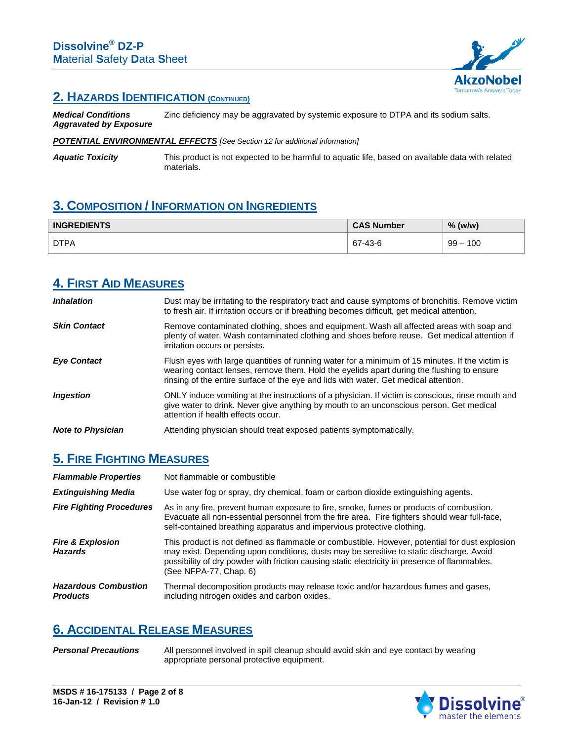## 2. Hazards Identification (Continued)

***Medical Conditions Aggravated by Exposure*** Zinc deficiency may be aggravated by systemic exposure to DTPA and its sodium salts.

***POTENTIAL ENVIRONMENTAL EFFECTS*** *[See Section 12 for additional information]*

***Aquatic Toxicity*** This product is not expected to be harmful to aquatic life, based on available data with related materials.

## 3. Composition / Information on Ingredients

| INGREDIENTS | CAS Number | % (w/w) |
|---|---|---|
| DTPA | 67-43-6 | 99 – 100 |

## 4. First Aid Measures

***Inhalation*** Dust may be irritating to the respiratory tract and cause symptoms of bronchitis. Remove victim to fresh air. If irritation occurs or if breathing becomes difficult, get medical attention.

***Skin Contact*** Remove contaminated clothing, shoes and equipment. Wash all affected areas with soap and plenty of water. Wash contaminated clothing and shoes before reuse. Get medical attention if irritation occurs or persists.

***Eye Contact*** Flush eyes with large quantities of running water for a minimum of 15 minutes. If the victim is wearing contact lenses, remove them. Hold the eyelids apart during the flushing to ensure rinsing of the entire surface of the eye and lids with water. Get medical attention.

***Ingestion*** ONLY induce vomiting at the instructions of a physician. If victim is conscious, rinse mouth and give water to drink. Never give anything by mouth to an unconscious person. Get medical attention if health effects occur.

***Note to Physician*** Attending physician should treat exposed patients symptomatically.

## 5. Fire Fighting Measures

***Flammable Properties*** Not flammable or combustible

***Extinguishing Media*** Use water fog or spray, dry chemical, foam or carbon dioxide extinguishing agents.

***Fire Fighting Procedures*** As in any fire, prevent human exposure to fire, smoke, fumes or products of combustion. Evacuate all non-essential personnel from the fire area. Fire fighters should wear full-face, self-contained breathing apparatus and impervious protective clothing.

***Fire & Explosion Hazards*** This product is not defined as flammable or combustible. However, potential for dust explosion may exist. Depending upon conditions, dusts may be sensitive to static discharge. Avoid possibility of dry powder with friction causing static electricity in presence of flammables. (See NFPA-77, Chap. 6)

***Hazardous Combustion Products*** Thermal decomposition products may release toxic and/or hazardous fumes and gases, including nitrogen oxides and carbon oxides.

## 6. Accidental Release Measures

***Personal Precautions*** All personnel involved in spill cleanup should avoid skin and eye contact by wearing appropriate personal protective equipment.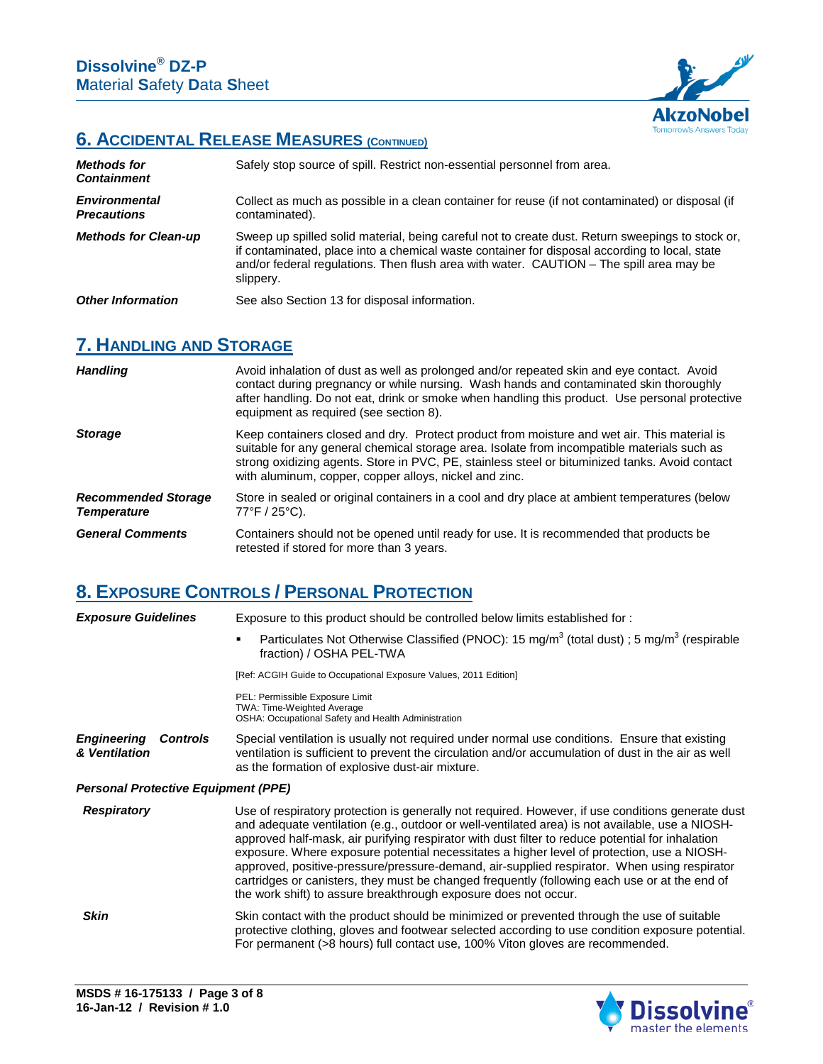## 6. Accidental Release Measures (Continued)

| | |
|---|---|
| ***Methods for Containment*** | Safely stop source of spill. Restrict non-essential personnel from area. |
| ***Environmental Precautions*** | Collect as much as possible in a clean container for reuse (if not contaminated) or disposal (if contaminated). |
| ***Methods for Clean-up*** | Sweep up spilled solid material, being careful not to create dust. Return sweepings to stock or, if contaminated, place into a chemical waste container for disposal according to local, state and/or federal regulations. Then flush area with water. CAUTION – The spill area may be slippery. |
| ***Other Information*** | See also Section 13 for disposal information. |

## 7. Handling and Storage

| | |
|---|---|
| ***Handling*** | Avoid inhalation of dust as well as prolonged and/or repeated skin and eye contact. Avoid contact during pregnancy or while nursing. Wash hands and contaminated skin thoroughly after handling. Do not eat, drink or smoke when handling this product. Use personal protective equipment as required (see section 8). |
| ***Storage*** | Keep containers closed and dry. Protect product from moisture and wet air. This material is suitable for any general chemical storage area. Isolate from incompatible materials such as strong oxidizing agents. Store in PVC, PE, stainless steel or bituminized tanks. Avoid contact with aluminum, copper, copper alloys, nickel and zinc. |
| ***Recommended Storage Temperature*** | Store in sealed or original containers in a cool and dry place at ambient temperatures (below 77°F / 25°C). |
| ***General Comments*** | Containers should not be opened until ready for use. It is recommended that products be retested if stored for more than 3 years. |

## 8. Exposure Controls / Personal Protection

***Exposure Guidelines***

Exposure to this product should be controlled below limits established for :

- Particulates Not Otherwise Classified (PNOC): 15 mg/m$^3$ (total dust) ; 5 mg/m$^3$ (respirable fraction) / OSHA PEL-TWA

[Ref: ACGIH Guide to Occupational Exposure Values, 2011 Edition]

PEL: Permissible Exposure Limit
TWA: Time-Weighted Average
OSHA: Occupational Safety and Health Administration

***Engineering Controls & Ventilation***

Special ventilation is usually not required under normal use conditions. Ensure that existing ventilation is sufficient to prevent the circulation and/or accumulation of dust in the air as well as the formation of explosive dust-air mixture.

***Personal Protective Equipment (PPE)***

| | |
|---|---|
| ***Respiratory*** | Use of respiratory protection is generally not required. However, if use conditions generate dust and adequate ventilation (e.g., outdoor or well-ventilated area) is not available, use a NIOSH-approved half-mask, air purifying respirator with dust filter to reduce potential for inhalation exposure. Where exposure potential necessitates a higher level of protection, use a NIOSH-approved, positive-pressure/pressure-demand, air-supplied respirator. When using respirator cartridges or canisters, they must be changed frequently (following each use or at the end of the work shift) to assure breakthrough exposure does not occur. |
| ***Skin*** | Skin contact with the product should be minimized or prevented through the use of suitable protective clothing, gloves and footwear selected according to use condition exposure potential. For permanent (>8 hours) full contact use, 100% Viton gloves are recommended. |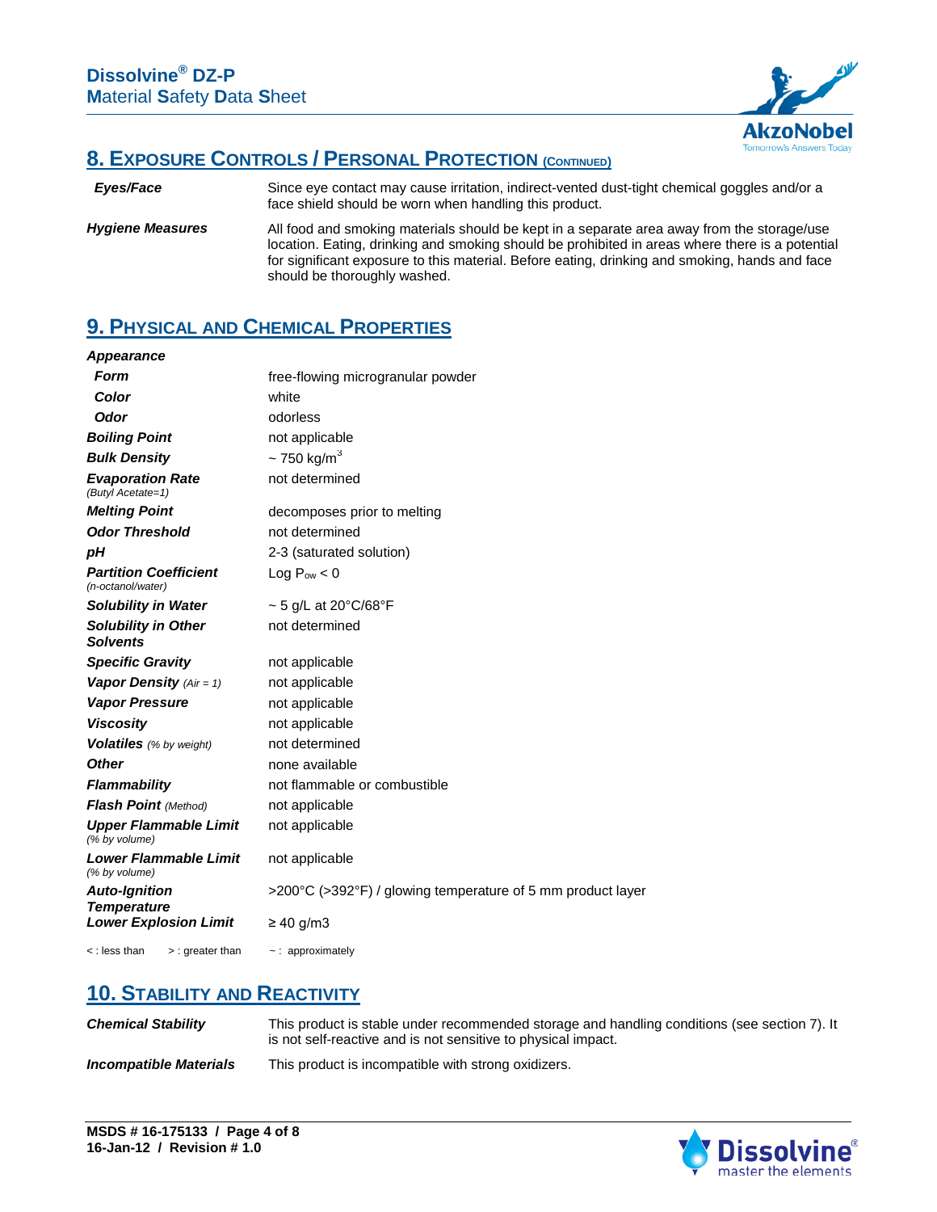## 8. Exposure Controls / Personal Protection (continued)

| | |
|---|---|
| ***Eyes/Face*** | Since eye contact may cause irritation, indirect-vented dust-tight chemical goggles and/or a face shield should be worn when handling this product. |
| ***Hygiene Measures*** | All food and smoking materials should be kept in a separate area away from the storage/use location. Eating, drinking and smoking should be prohibited in areas where there is a potential for significant exposure to this material. Before eating, drinking and smoking, hands and face should be thoroughly washed. |

## 9. Physical and Chemical Properties

| | |
|---|---|
| ***Appearance*** | |
| ***Form*** | free-flowing microgranular powder |
| ***Color*** | white |
| ***Odor*** | odorless |
| ***Boiling Point*** | not applicable |
| ***Bulk Density*** | ~ 750 kg/$m^3$ |
| ***Evaporation Rate*** *(Butyl Acetate=1)* | not determined |
| ***Melting Point*** | decomposes prior to melting |
| ***Odor Threshold*** | not determined |
| ***pH*** | 2-3 (saturated solution) |
| ***Partition Coefficient*** *(n-octanol/water)* | Log $P_{ow} < 0$ |
| ***Solubility in Water*** | ~ 5 g/L at 20°C/68°F |
| ***Solubility in Other Solvents*** | not determined |
| ***Specific Gravity*** | not applicable |
| ***Vapor Density*** *(Air = 1)* | not applicable |
| ***Vapor Pressure*** | not applicable |
| ***Viscosity*** | not applicable |
| ***Volatiles*** *(% by weight)* | not determined |
| ***Other*** | none available |
| ***Flammability*** | not flammable or combustible |
| ***Flash Point*** *(Method)* | not applicable |
| ***Upper Flammable Limit*** *(% by volume)* | not applicable |
| ***Lower Flammable Limit*** *(% by volume)* | not applicable |
| ***Auto-Ignition Temperature*** | >200°C (>392°F) / glowing temperature of 5 mm product layer |
| ***Lower Explosion Limit*** | ≥ 40 g/m3 |

< : less than > : greater than ~ : approximately

## 10. Stability and Reactivity

| | |
|---|---|
| ***Chemical Stability*** | This product is stable under recommended storage and handling conditions (see section 7). It is not self-reactive and is not sensitive to physical impact. |
| ***Incompatible Materials*** | This product is incompatible with strong oxidizers. |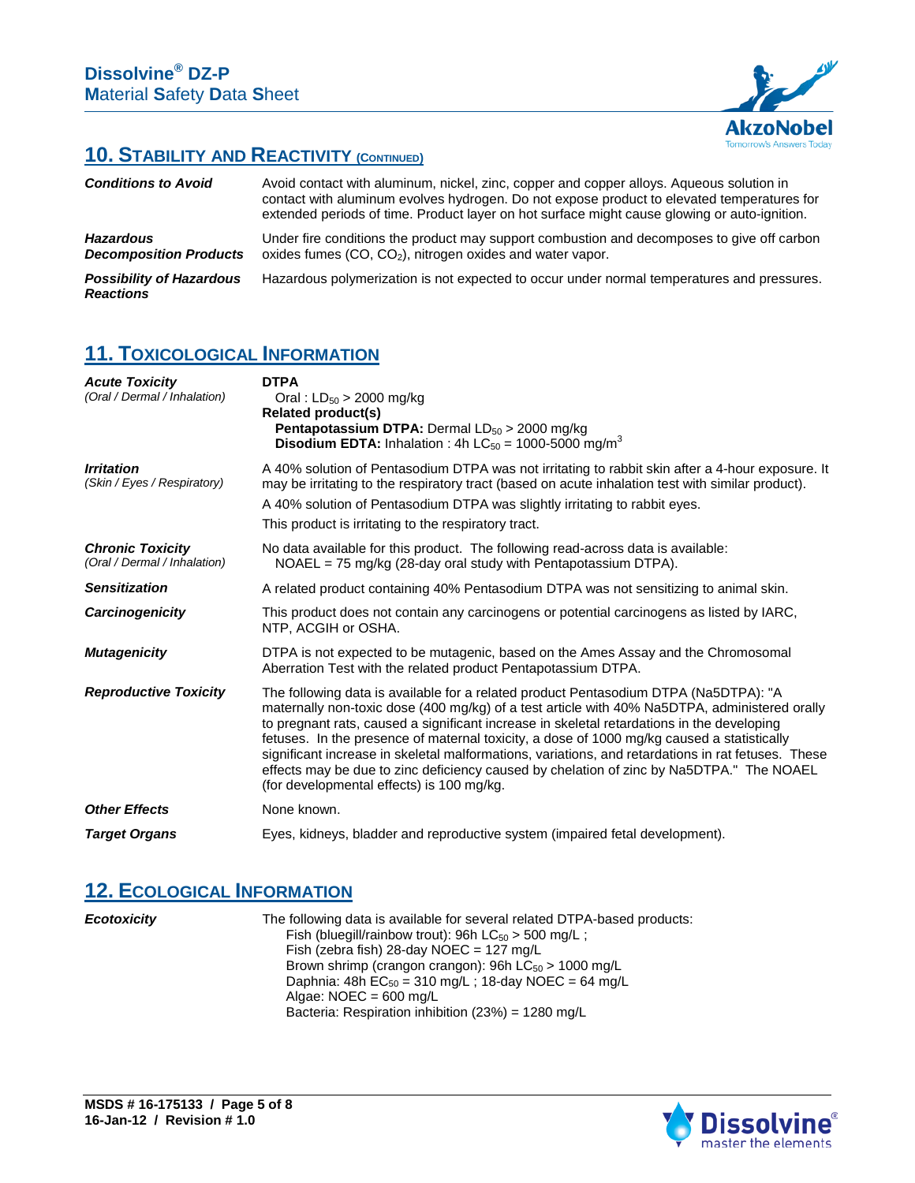## 10. STABILITY AND REACTIVITY (CONTINUED)

| | |
|---|---|
| ***Conditions to Avoid*** | Avoid contact with aluminum, nickel, zinc, copper and copper alloys. Aqueous solution in contact with aluminum evolves hydrogen. Do not expose product to elevated temperatures for extended periods of time. Product layer on hot surface might cause glowing or auto-ignition. |
| ***Hazardous Decomposition Products*** | Under fire conditions the product may support combustion and decomposes to give off carbon oxides fumes (CO, $CO_2$), nitrogen oxides and water vapor. |
| ***Possibility of Hazardous Reactions*** | Hazardous polymerization is not expected to occur under normal temperatures and pressures. |

## 11. TOXICOLOGICAL INFORMATION

| | |
|---|---|
| ***Acute Toxicity*** *(Oral / Dermal / Inhalation)* | **DTPA**<br>Oral : $LD_{50}$ > 2000 mg/kg<br>**Related product(s)**<br>**Pentapotassium DTPA:** Dermal $LD_{50}$ > 2000 mg/kg<br>**Disodium EDTA:** Inhalation : 4h $LC_{50}$ = 1000-5000 mg/$m^3$ |
| ***Irritation*** *(Skin / Eyes / Respiratory)* | A 40% solution of Pentasodium DTPA was not irritating to rabbit skin after a 4-hour exposure. It may be irritating to the respiratory tract (based on acute inhalation test with similar product).<br>A 40% solution of Pentasodium DTPA was slightly irritating to rabbit eyes.<br>This product is irritating to the respiratory tract. |
| ***Chronic Toxicity*** *(Oral / Dermal / Inhalation)* | No data available for this product. The following read-across data is available:<br>NOAEL = 75 mg/kg (28-day oral study with Pentapotassium DTPA). |
| ***Sensitization*** | A related product containing 40% Pentasodium DTPA was not sensitizing to animal skin. |
| ***Carcinogenicity*** | This product does not contain any carcinogens or potential carcinogens as listed by IARC, NTP, ACGIH or OSHA. |
| ***Mutagenicity*** | DTPA is not expected to be mutagenic, based on the Ames Assay and the Chromosomal Aberration Test with the related product Pentapotassium DTPA. |
| ***Reproductive Toxicity*** | The following data is available for a related product Pentasodium DTPA (Na5DTPA): "A maternally non-toxic dose (400 mg/kg) of a test article with 40% Na5DTPA, administered orally to pregnant rats, caused a significant increase in skeletal retardations in the developing fetuses. In the presence of maternal toxicity, a dose of 1000 mg/kg caused a statistically significant increase in skeletal malformations, variations, and retardations in rat fetuses. These effects may be due to zinc deficiency caused by chelation of zinc by Na5DTPA." The NOAEL (for developmental effects) is 100 mg/kg. |
| ***Other Effects*** | None known. |
| ***Target Organs*** | Eyes, kidneys, bladder and reproductive system (impaired fetal development). |

## 12. ECOLOGICAL INFORMATION

| | |
|---|---|
| ***Ecotoxicity*** | The following data is available for several related DTPA-based products:<br>Fish (bluegill/rainbow trout): 96h $LC_{50}$ > 500 mg/L ;<br>Fish (zebra fish) 28-day NOEC = 127 mg/L<br>Brown shrimp (crangon crangon): 96h $LC_{50}$ > 1000 mg/L<br>Daphnia: 48h $EC_{50}$ = 310 mg/L ; 18-day NOEC = 64 mg/L<br>Algae: NOEC = 600 mg/L<br>Bacteria: Respiration inhibition (23%) = 1280 mg/L |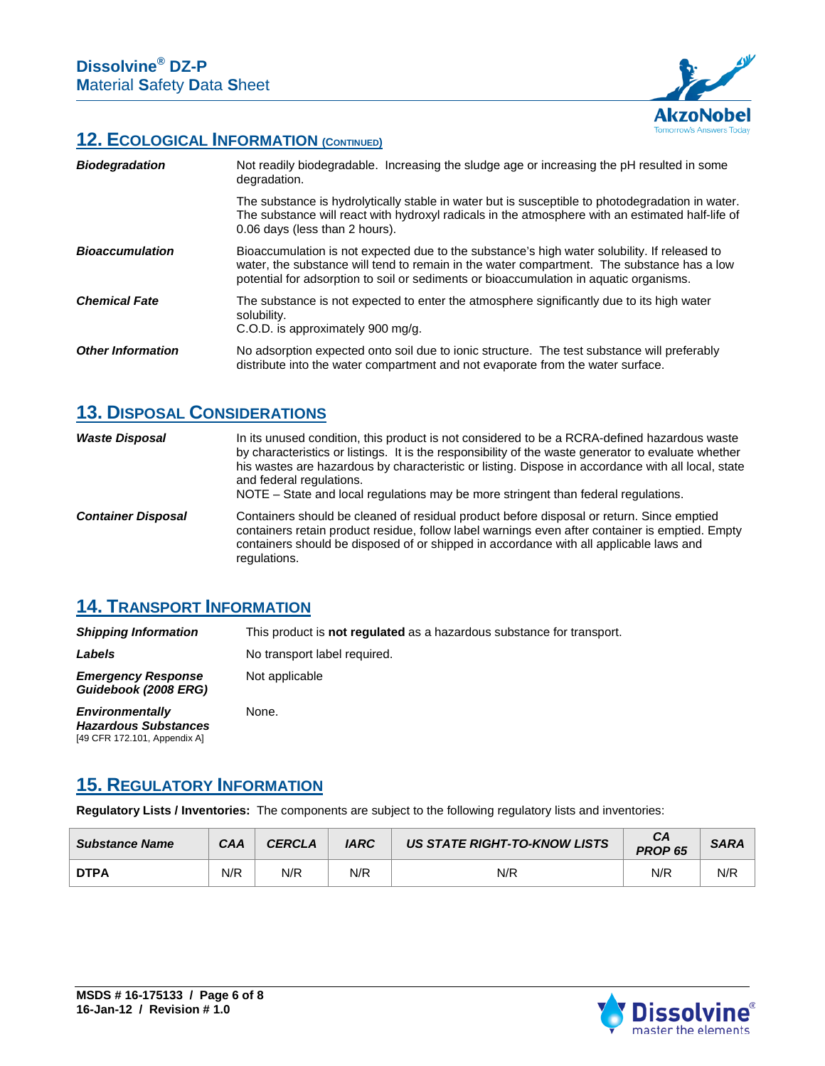## 12. Ecological Information (Continued)

| | |
|---|---|
| ***Biodegradation*** | Not readily biodegradable. Increasing the sludge age or increasing the pH resulted in some degradation.<br><br>The substance is hydrolytically stable in water but is susceptible to photodegradation in water. The substance will react with hydroxyl radicals in the atmosphere with an estimated half-life of 0.06 days (less than 2 hours). |
| ***Bioaccumulation*** | Bioaccumulation is not expected due to the substance's high water solubility. If released to water, the substance will tend to remain in the water compartment. The substance has a low potential for adsorption to soil or sediments or bioaccumulation in aquatic organisms. |
| ***Chemical Fate*** | The substance is not expected to enter the atmosphere significantly due to its high water solubility.<br>C.O.D. is approximately 900 mg/g. |
| ***Other Information*** | No adsorption expected onto soil due to ionic structure. The test substance will preferably distribute into the water compartment and not evaporate from the water surface. |

## 13. Disposal Considerations

| | |
|---|---|
| ***Waste Disposal*** | In its unused condition, this product is not considered to be a RCRA-defined hazardous waste by characteristics or listings. It is the responsibility of the waste generator to evaluate whether his wastes are hazardous by characteristic or listing. Dispose in accordance with all local, state and federal regulations.<br>NOTE – State and local regulations may be more stringent than federal regulations. |
| ***Container Disposal*** | Containers should be cleaned of residual product before disposal or return. Since emptied containers retain product residue, follow label warnings even after container is emptied. Empty containers should be disposed of or shipped in accordance with all applicable laws and regulations. |

## 14. Transport Information

| | |
|---|---|
| ***Shipping Information*** | This product is **not regulated** as a hazardous substance for transport. |
| ***Labels*** | No transport label required. |
| ***Emergency Response Guidebook (2008 ERG)*** | Not applicable |
| ***Environmentally Hazardous Substances*** [49 CFR 172.101, Appendix A] | None. |

## 15. Regulatory Information

**Regulatory Lists / Inventories:** The components are subject to the following regulatory lists and inventories:

| *Substance Name* | *CAA* | *CERCLA* | *IARC* | *US STATE RIGHT-TO-KNOW LISTS* | *CA PROP 65* | *SARA* |
|---|---|---|---|---|---|---|
| **DTPA** | N/R | N/R | N/R | N/R | N/R | N/R |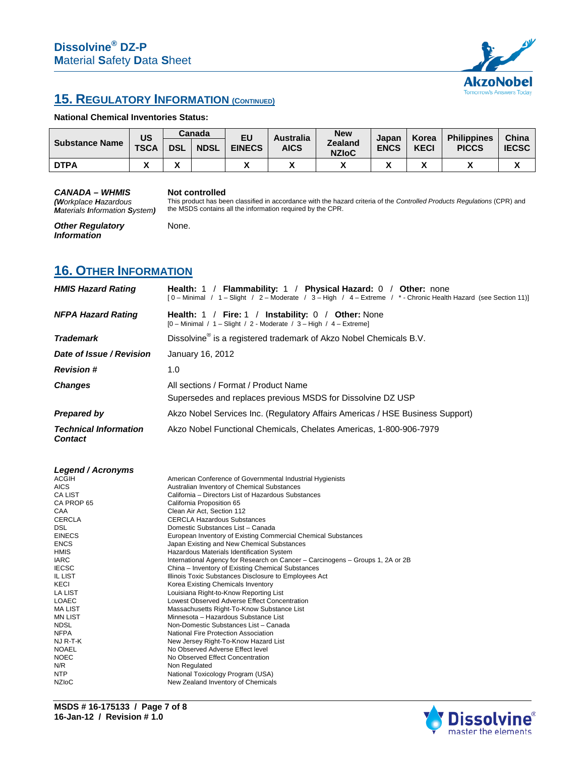## 15. REGULATORY INFORMATION (CONTINUED)

**National Chemical Inventories Status:**

| Substance Name | US TSCA | Canada | | EU EINECS | Australia AICS | New Zealand NZIoC | Japan ENCS | Korea KECI | Philippines PICCS | China IECSC |
|---|---|---|---|---|---|---|---|---|---|---|
| | | DSL | NDSL | | | | | | | |
| **DTPA** | X | X | | X | X | X | X | X | X | X |

***CANADA – WHMIS***
***(Workplace Hazardous Materials Information System)***

**Not controlled**
This product has been classified in accordance with the hazard criteria of the *Controlled Products Regulations* (CPR) and the MSDS contains all the information required by the CPR.

***Other Regulatory Information***

None.

## 16. OTHER INFORMATION

***HMIS Hazard Rating***
**Health:** 1 / **Flammability:** 1 / **Physical Hazard:** 0 / **Other:** none
[ 0 – Minimal / 1 – Slight / 2 – Moderate / 3 – High / 4 – Extreme / * - Chronic Health Hazard (see Section 11)]

***NFPA Hazard Rating***
**Health:** 1 / **Fire:** 1 / **Instability:** 0 / **Other:** None
[0 – Minimal / 1 – Slight / 2 - Moderate / 3 – High / 4 – Extreme]

***Trademark***
Dissolvine® is a registered trademark of Akzo Nobel Chemicals B.V.

***Date of Issue / Revision***
January 16, 2012

***Revision #***
1.0

***Changes***
All sections / Format / Product Name
Supersedes and replaces previous MSDS for Dissolvine DZ USP

***Prepared by***
Akzo Nobel Services Inc. (Regulatory Affairs Americas / HSE Business Support)

***Technical Information Contact***
Akzo Nobel Functional Chemicals, Chelates Americas, 1-800-906-7979

***Legend / Acronyms***

| | |
|---|---|
| ACGIH | American Conference of Governmental Industrial Hygienists |
| AICS | Australian Inventory of Chemical Substances |
| CA LIST | California – Directors List of Hazardous Substances |
| CA PROP 65 | California Proposition 65 |
| CAA | Clean Air Act, Section 112 |
| CERCLA | CERCLA Hazardous Substances |
| DSL | Domestic Substances List – Canada |
| EINECS | European Inventory of Existing Commercial Chemical Substances |
| ENCS | Japan Existing and New Chemical Substances |
| HMIS | Hazardous Materials Identification System |
| IARC | International Agency for Research on Cancer – Carcinogens – Groups 1, 2A or 2B |
| IECSC | China – Inventory of Existing Chemical Substances |
| IL LIST | Illinois Toxic Substances Disclosure to Employees Act |
| KECI | Korea Existing Chemicals Inventory |
| LA LIST | Louisiana Right-to-Know Reporting List |
| LOAEC | Lowest Observed Adverse Effect Concentration |
| MA LIST | Massachusetts Right-To-Know Substance List |
| MN LIST | Minnesota – Hazardous Substance List |
| NDSL | Non-Domestic Substances List – Canada |
| NFPA | National Fire Protection Association |
| NJ R-T-K | New Jersey Right-To-Know Hazard List |
| NOAEL | No Observed Adverse Effect level |
| NOEC | No Observed Effect Concentration |
| N/R | Non Regulated |
| NTP | National Toxicology Program (USA) |
| NZIoC | New Zealand Inventory of Chemicals |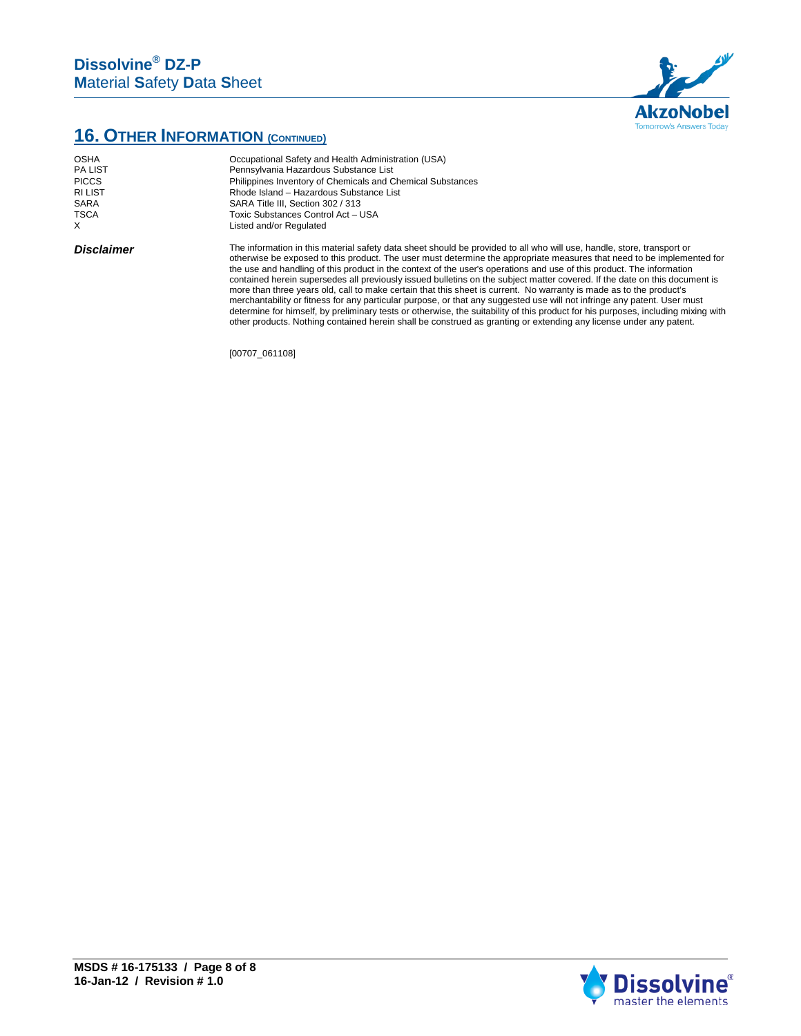## 16. OTHER INFORMATION (CONTINUED)

| | |
|---|---|
| OSHA | Occupational Safety and Health Administration (USA) |
| PA LIST | Pennsylvania Hazardous Substance List |
| PICCS | Philippines Inventory of Chemicals and Chemical Substances |
| RI LIST | Rhode Island – Hazardous Substance List |
| SARA | SARA Title III, Section 302 / 313 |
| TSCA | Toxic Substances Control Act – USA |
| X | Listed and/or Regulated |

***Disclaimer***

The information in this material safety data sheet should be provided to all who will use, handle, store, transport or otherwise be exposed to this product. The user must determine the appropriate measures that need to be implemented for the use and handling of this product in the context of the user's operations and use of this product. The information contained herein supersedes all previously issued bulletins on the subject matter covered. If the date on this document is more than three years old, call to make certain that this sheet is current. No warranty is made as to the product's merchantability or fitness for any particular purpose, or that any suggested use will not infringe any patent. User must determine for himself, by preliminary tests or otherwise, the suitability of this product for his purposes, including mixing with other products. Nothing contained herein shall be construed as granting or extending any license under any patent.

[00707_061108]